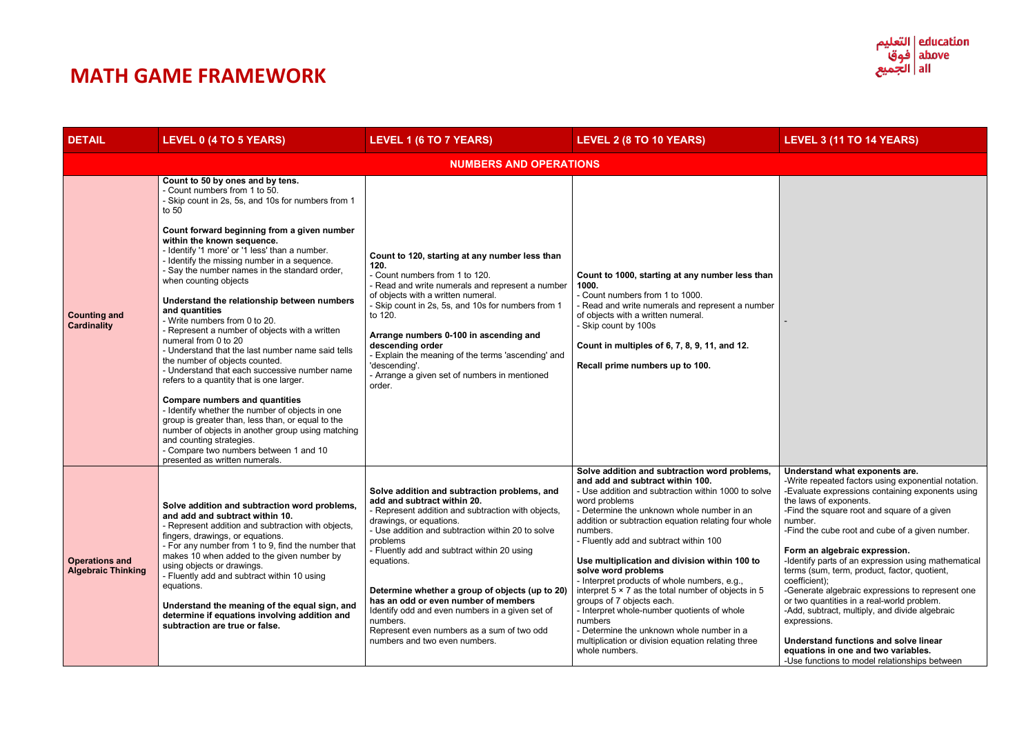# MATH GAME FRAMEWORK

| DETAIL | LEVEL 0 (4 TO 5 YEARS) | LEVEL 1 (6 TO 7 YEARS) | LEVEL 2 (8 TO 10 YEARS) | LEVEL 3 (11 TO 14 YEARS) |
|---|---|---|---|---|
| **NUMBERS AND OPERATIONS** | | | | |
| **Counting and Cardinality** | **Count to 50 by ones and by tens.**<br>- Count numbers from 1 to 50.<br>- Skip count in 2s, 5s, and 10s for numbers from 1 to 50<br><br>**Count forward beginning from a given number within the known sequence.**<br>- Identify '1 more' or '1 less' than a number.<br>- Identify the missing number in a sequence.<br>- Say the number names in the standard order, when counting objects<br><br>**Understand the relationship between numbers and quantities**<br>- Write numbers from 0 to 20.<br>- Represent a number of objects with a written numeral from 0 to 20<br>- Understand that the last number name said tells the number of objects counted.<br>- Understand that each successive number name refers to a quantity that is one larger.<br><br>**Compare numbers and quantities**<br>- Identify whether the number of objects in one group is greater than, less than, or equal to the number of objects in another group using matching and counting strategies.<br>- Compare two numbers between 1 and 10 presented as written numerals. | **Count to 120, starting at any number less than 120.**<br>- Count numbers from 1 to 120.<br>- Read and write numerals and represent a number of objects with a written numeral.<br>- Skip count in 2s, 5s, and 10s for numbers from 1 to 120.<br><br>**Arrange numbers 0-100 in ascending and descending order**<br>- Explain the meaning of the terms 'ascending' and 'descending'.<br>- Arrange a given set of numbers in mentioned order. | **Count to 1000, starting at any number less than 1000.**<br>- Count numbers from 1 to 1000.<br>- Read and write numerals and represent a number of objects with a written numeral.<br>- Skip count by 100s<br><br>**Count in multiples of 6, 7, 8, 9, 11, and 12.**<br><br>**Recall prime numbers up to 100.** | - |
| **Operations and Algebraic Thinking** | **Solve addition and subtraction word problems, and add and subtract within 10.**<br>- Represent addition and subtraction with objects, fingers, drawings, or equations.<br>- For any number from 1 to 9, find the number that makes 10 when added to the given number by using objects or drawings.<br>- Fluently add and subtract within 10 using equations.<br><br>**Understand the meaning of the equal sign, and determine if equations involving addition and subtraction are true or false.** | **Solve addition and subtraction problems, and add and subtract within 20.**<br>- Represent addition and subtraction with objects, drawings, or equations.<br>- Use addition and subtraction within 20 to solve problems<br>- Fluently add and subtract within 20 using equations.<br><br>**Determine whether a group of objects (up to 20) has an odd or even number of members**<br>Identify odd and even numbers in a given set of numbers.<br>Represent even numbers as a sum of two odd numbers and two even numbers. | **Solve addition and subtraction word problems, and add and subtract within 100.**<br>- Use addition and subtraction within 1000 to solve word problems<br>- Determine the unknown whole number in an addition or subtraction equation relating four whole numbers.<br>- Fluently add and subtract within 100<br><br>**Use multiplication and division within 100 to solve word problems**<br>- Interpret products of whole numbers, e.g., interpret $5 \times 7$ as the total number of objects in 5 groups of 7 objects each.<br>- Interpret whole-number quotients of whole numbers<br>- Determine the unknown whole number in a multiplication or division equation relating three whole numbers. | **Understand what exponents are.**<br>-Write repeated factors using exponential notation.<br>-Evaluate expressions containing exponents using the laws of exponents.<br>-Find the square root and square of a given number.<br>-Find the cube root and cube of a given number.<br><br>**Form an algebraic expression.**<br>-Identify parts of an expression using mathematical terms (sum, term, product, factor, quotient, coefficient);<br>-Generate algebraic expressions to represent one or two quantities in a real-world problem.<br>-Add, subtract, multiply, and divide algebraic expressions.<br><br>**Understand functions and solve linear equations in one and two variables.**<br>-Use functions to model relationships between |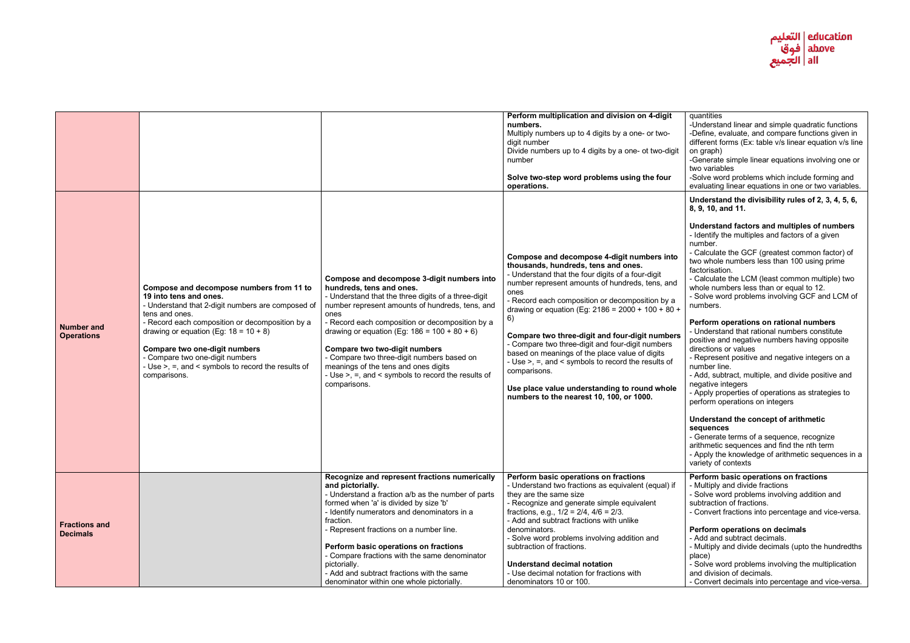| | | | | |
|---|---|---|---|---|
| | | | **Perform multiplication and division on 4-digit numbers.**<br>Multiply numbers up to 4 digits by a one- or two-digit number<br>Divide numbers up to 4 digits by a one- ot two-digit number<br><br>**Solve two-step word problems using the four operations.** | quantities<br>-Understand linear and simple quadratic functions<br>-Define, evaluate, and compare functions given in different forms (Ex: table v/s linear equation v/s line on graph)<br>-Generate simple linear equations involving one or two variables<br>-Solve word problems which include forming and evaluating linear equations in one or two variables. |
| **Number and Operations** | **Compose and decompose numbers from 11 to 19 into tens and ones.**<br>- Understand that 2-digit numbers are composed of tens and ones.<br>- Record each composition or decomposition by a drawing or equation (Eg: 18 = 10 + 8)<br><br>**Compare two one-digit numbers**<br>- Compare two one-digit numbers<br>- Use >, =, and < symbols to record the results of comparisons. | **Compose and decompose 3-digit numbers into hundreds, tens and ones.**<br>- Understand that the three digits of a three-digit number represent amounts of hundreds, tens, and ones<br>- Record each composition or decomposition by a drawing or equation (Eg: 186 = 100 + 80 + 6)<br><br>**Compare two two-digit numbers**<br>- Compare two three-digit numbers based on meanings of the tens and ones digits<br>- Use >, =, and < symbols to record the results of comparisons. | **Compose and decompose 4-digit numbers into thousands, hundreds, tens and ones.**<br>- Understand that the four digits of a four-digit number represent amounts of hundreds, tens, and ones<br>- Record each composition or decomposition by a drawing or equation (Eg: 2186 = 2000 + 100 + 80 + 6)<br><br>**Compare two three-digit and four-digit numbers**<br>- Compare two three-digit and four-digit numbers based on meanings of the place value of digits<br>- Use >, =, and < symbols to record the results of comparisons.<br><br>**Use place value understanding to round whole numbers to the nearest 10, 100, or 1000.** | **Understand the divisibility rules of 2, 3, 4, 5, 6, 8, 9, 10, and 11.**<br><br>**Understand factors and multiples of numbers**<br>- Identify the multiples and factors of a given number.<br>- Calculate the GCF (greatest common factor) of two whole numbers less than 100 using prime factorisation.<br>- Calculate the LCM (least common multiple) two whole numbers less than or equal to 12.<br>- Solve word problems involving GCF and LCM of numbers.<br><br>**Perform operations on rational numbers**<br>- Understand that rational numbers constitute positive and negative numbers having opposite directions or values<br>- Represent positive and negative integers on a number line.<br>- Add, subtract, multiple, and divide positive and negative integers<br>- Apply properties of operations as strategies to perform operations on integers<br><br>**Understand the concept of arithmetic sequences**<br>- Generate terms of a sequence, recognize arithmetic sequences and find the nth term<br>- Apply the knowledge of arithmetic sequences in a variety of contexts |
| **Fractions and Decimals** | | **Recognize and represent fractions numerically and pictorially.**<br>- Understand a fraction a/b as the number of parts formed when 'a' is divided by size 'b'<br>- Identify numerators and denominators in a fraction.<br>- Represent fractions on a number line.<br><br>**Perform basic operations on fractions**<br>- Compare fractions with the same denominator pictorially.<br>- Add and subtract fractions with the same denominator within one whole pictorially. | **Perform basic operations on fractions**<br>- Understand two fractions as equivalent (equal) if they are the same size<br>- Recognize and generate simple equivalent fractions, e.g., 1/2 = 2/4, 4/6 = 2/3.<br>- Add and subtract fractions with unlike denominators.<br>- Solve word problems involving addition and subtraction of fractions.<br><br>**Understand decimal notation**<br>- Use decimal notation for fractions with denominators 10 or 100. | **Perform basic operations on fractions**<br>- Multiply and divide fractions<br>- Solve word problems involving addition and subtraction of fractions.<br>- Convert fractions into percentage and vice-versa.<br><br>**Perform operations on decimals**<br>- Add and subtract decimals.<br>- Multiply and divide decimals (upto the hundredths place)<br>- Solve word problems involving the multiplication and division of decimals.<br>- Convert decimals into percentage and vice-versa. |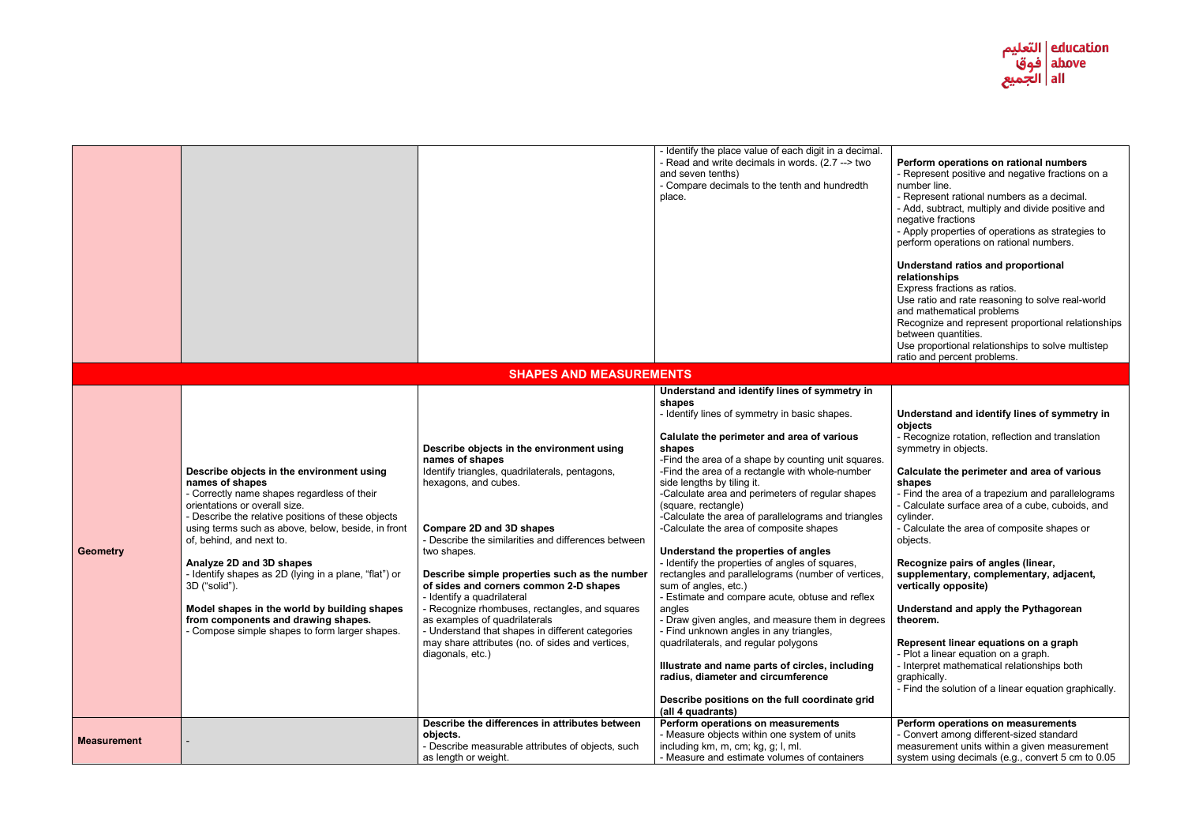| | | | | |
|---|---|---|---|---|
| | | | - Identify the place value of each digit in a decimal.<br>- Read and write decimals in words. (2.7 --> two and seven tenths)<br>- Compare decimals to the tenth and hundredth place. | **Perform operations on rational numbers**<br>- Represent positive and negative fractions on a number line.<br>- Represent rational numbers as a decimal.<br>- Add, subtract, multiply and divide positive and negative fractions<br>- Apply properties of operations as strategies to perform operations on rational numbers.<br><br>**Understand ratios and proportional relationships**<br>Express fractions as ratios.<br>Use ratio and rate reasoning to solve real-world and mathematical problems<br>Recognize and represent proportional relationships between quantities.<br>Use proportional relationships to solve multistep ratio and percent problems. |
| **SHAPES AND MEASUREMENTS** | | | | |
| **Geometry** | **Describe objects in the environment using names of shapes**<br>- Correctly name shapes regardless of their orientations or overall size.<br>- Describe the relative positions of these objects using terms such as above, below, beside, in front of, behind, and next to.<br><br>**Analyze 2D and 3D shapes**<br>- Identify shapes as 2D (lying in a plane, "flat") or 3D ("solid").<br><br>**Model shapes in the world by building shapes from components and drawing shapes.**<br>- Compose simple shapes to form larger shapes. | **Describe objects in the environment using names of shapes**<br>Identify triangles, quadrilaterals, pentagons, hexagons, and cubes.<br><br>**Compare 2D and 3D shapes**<br>- Describe the similarities and differences between two shapes.<br><br>**Describe simple properties such as the number of sides and corners common 2-D shapes**<br>- Identify a quadrilateral<br>- Recognize rhombuses, rectangles, and squares as examples of quadrilaterals<br>- Understand that shapes in different categories may share attributes (no. of sides and vertices, diagonals, etc.) | **Understand and identify lines of symmetry in shapes**<br>- Identify lines of symmetry in basic shapes.<br><br>**Calulate the perimeter and area of various shapes**<br>-Find the area of a shape by counting unit squares.<br>-Find the area of a rectangle with whole-number side lengths by tiling it.<br>-Calculate area and perimeters of regular shapes (square, rectangle)<br>-Calculate the area of parallelograms and triangles<br>-Calculate the area of composite shapes<br><br>**Understand the properties of angles**<br>- Identify the properties of angles of squares, rectangles and parallelograms (number of vertices, sum of angles, etc.)<br>- Estimate and compare acute, obtuse and reflex angles<br>- Draw given angles, and measure them in degrees<br>- Find unknown angles in any triangles, quadrilaterals, and regular polygons<br><br>**Illustrate and name parts of circles, including radius, diameter and circumference**<br><br>**Describe positions on the full coordinate grid (all 4 quadrants)** | **Understand and identify lines of symmetry in objects**<br>- Recognize rotation, reflection and translation symmetry in objects.<br><br>**Calculate the perimeter and area of various shapes**<br>- Find the area of a trapezium and parallelograms<br>- Calculate surface area of a cube, cuboids, and cylinder.<br>- Calculate the area of composite shapes or objects.<br><br>**Recognize pairs of angles (linear, supplementary, complementary, adjacent, vertically opposite)**<br><br>**Understand and apply the Pythagorean theorem.**<br><br>**Represent linear equations on a graph**<br>- Plot a linear equation on a graph.<br>- Interpret mathematical relationships both graphically.<br>- Find the solution of a linear equation graphically. |
| **Measurement** | - | **Describe the differences in attributes between objects.**<br>- Describe measurable attributes of objects, such as length or weight. | **Perform operations on measurements**<br>- Measure objects within one system of units including km, m, cm; kg, g; l, ml.<br>- Measure and estimate volumes of containers | **Perform operations on measurements**<br>- Convert among different-sized standard measurement units within a given measurement system using decimals (e.g., convert 5 cm to 0.05 |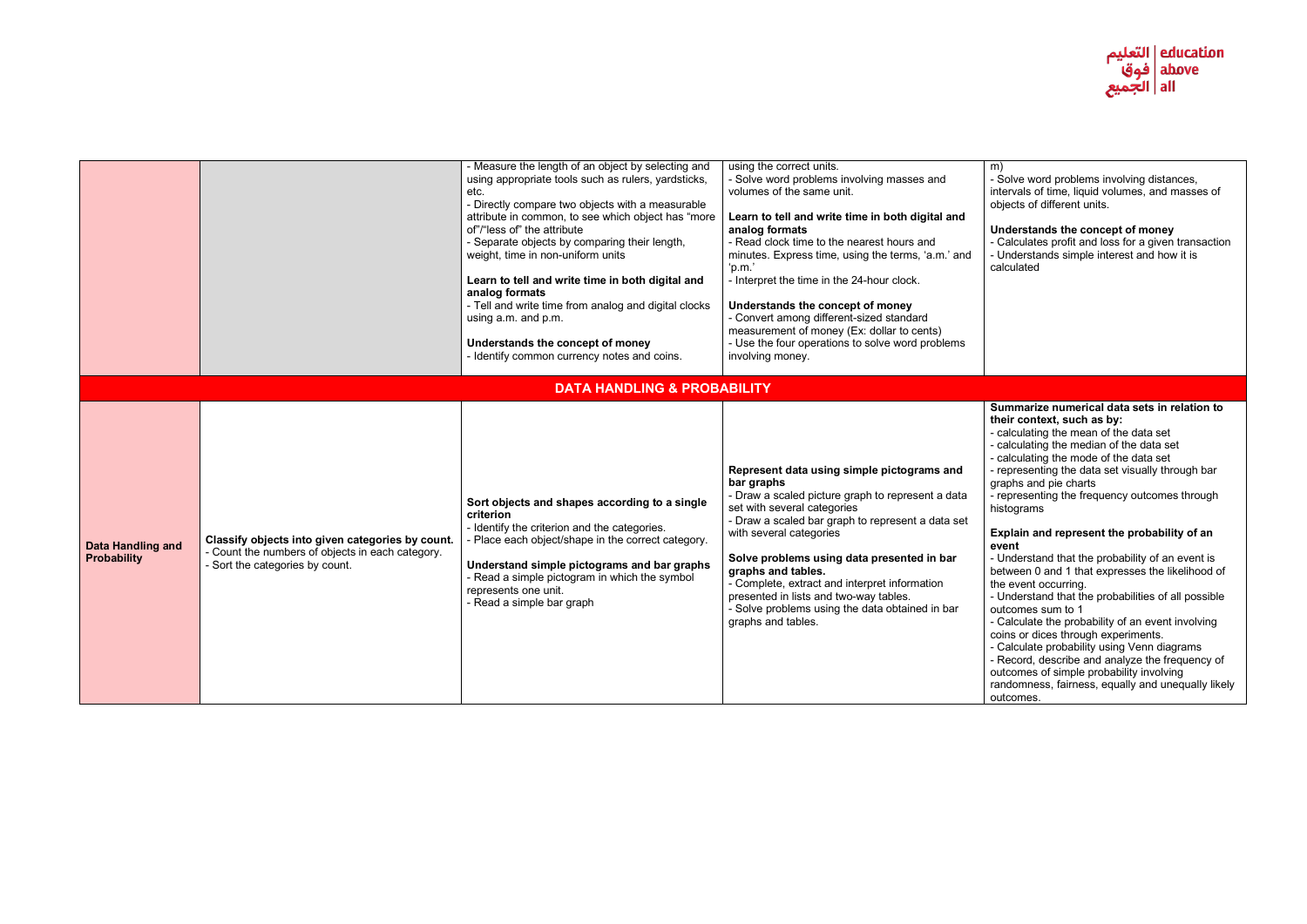| | | | | |
|---|---|---|---|---|
| | | - Measure the length of an object by selecting and using appropriate tools such as rulers, yardsticks, etc.<br>- Directly compare two objects with a measurable attribute in common, to see which object has "more of"/"less of" the attribute<br>- Separate objects by comparing their length, weight, time in non-uniform units<br><br>**Learn to tell and write time in both digital and analog formats**<br>- Tell and write time from analog and digital clocks using a.m. and p.m.<br><br>**Understands the concept of money**<br>- Identify common currency notes and coins. | using the correct units.<br>- Solve word problems involving masses and volumes of the same unit.<br><br>**Learn to tell and write time in both digital and analog formats**<br>- Read clock time to the nearest hours and minutes. Express time, using the terms, 'a.m.' and 'p.m.'<br>- Interpret the time in the 24-hour clock.<br><br>**Understands the concept of money**<br>- Convert among different-sized standard measurement of money (Ex: dollar to cents)<br>- Use the four operations to solve word problems involving money. | m)<br>- Solve word problems involving distances, intervals of time, liquid volumes, and masses of objects of different units.<br><br>**Understands the concept of money**<br>- Calculates profit and loss for a given transaction<br>- Understands simple interest and how it is calculated |
| **DATA HANDLING & PROBABILITY** | | | | |
| **Data Handling and Probability** | **Classify objects into given categories by count.**<br>- Count the numbers of objects in each category.<br>- Sort the categories by count. | **Sort objects and shapes according to a single criterion**<br>- Identify the criterion and the categories.<br>- Place each object/shape in the correct category.<br><br>**Understand simple pictograms and bar graphs**<br>- Read a simple pictogram in which the symbol represents one unit.<br>- Read a simple bar graph | **Represent data using simple pictograms and bar graphs**<br>- Draw a scaled picture graph to represent a data set with several categories<br>- Draw a scaled bar graph to represent a data set with several categories<br><br>**Solve problems using data presented in bar graphs and tables.**<br>- Complete, extract and interpret information presented in lists and two-way tables.<br>- Solve problems using the data obtained in bar graphs and tables. | **Summarize numerical data sets in relation to their context, such as by:**<br>- calculating the mean of the data set<br>- calculating the median of the data set<br>- calculating the mode of the data set<br>- representing the data set visually through bar graphs and pie charts<br>- representing the frequency outcomes through histograms<br><br>**Explain and represent the probability of an event**<br>- Understand that the probability of an event is between 0 and 1 that expresses the likelihood of the event occurring.<br>- Understand that the probabilities of all possible outcomes sum to 1<br>- Calculate the probability of an event involving coins or dices through experiments.<br>- Calculate probability using Venn diagrams<br>- Record, describe and analyze the frequency of outcomes of simple probability involving randomness, fairness, equally and unequally likely outcomes. |